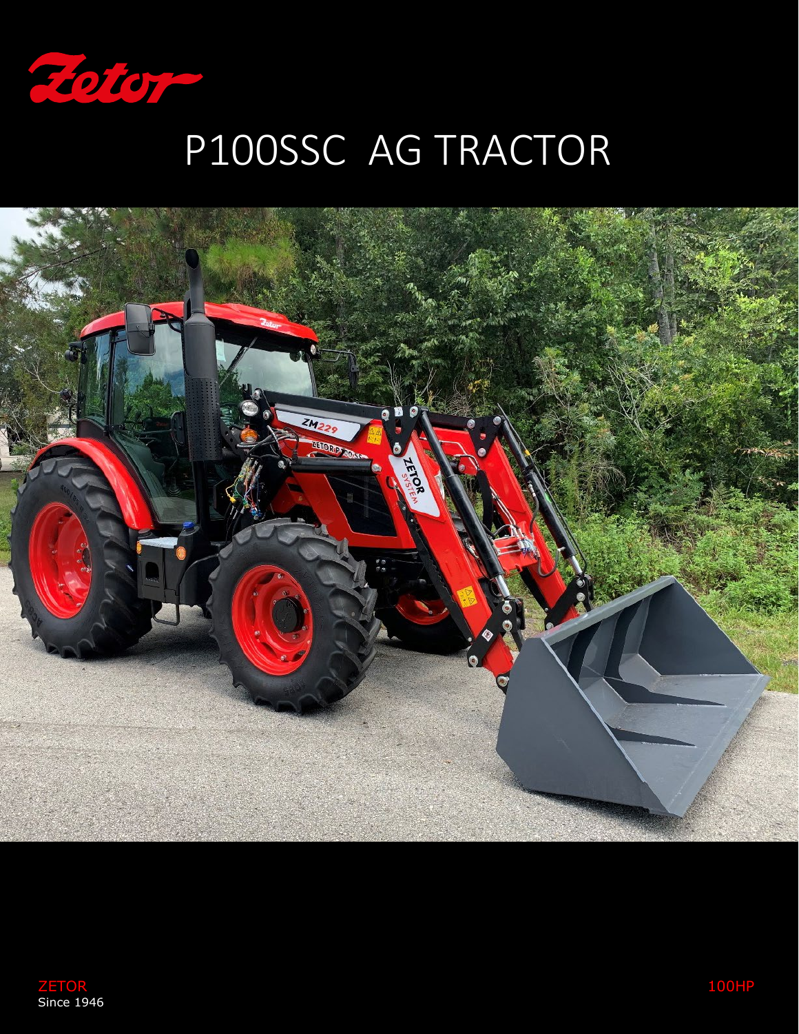Zetor

# P100SSC AG TRACTOR

ZETOR
Since 1946

100HP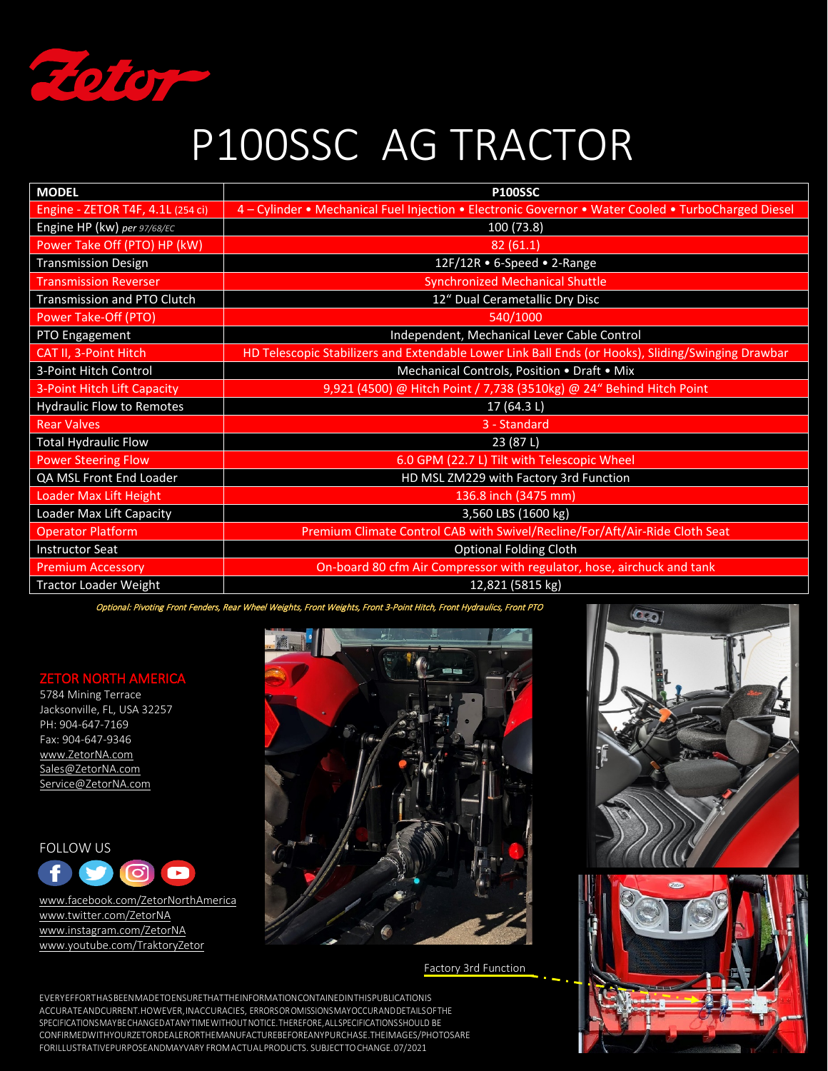Zetor

# P100SSC AG TRACTOR

| MODEL | P100SSC |
|---|---|
| Engine - ZETOR T4F, 4.1L (254 ci) | 4 – Cylinder • Mechanical Fuel Injection • Electronic Governor • Water Cooled • TurboCharged Diesel |
| Engine HP (kw) *per 97/68/EC* | 100 (73.8) |
| Power Take Off (PTO) HP (kW) | 82 (61.1) |
| Transmission Design | 12F/12R • 6-Speed • 2-Range |
| Transmission Reverser | Synchronized Mechanical Shuttle |
| Transmission and PTO Clutch | 12" Dual Cerametallic Dry Disc |
| Power Take-Off (PTO) | 540/1000 |
| PTO Engagement | Independent, Mechanical Lever Cable Control |
| CAT II, 3-Point Hitch | HD Telescopic Stabilizers and Extendable Lower Link Ball Ends (or Hooks), Sliding/Swinging Drawbar |
| 3-Point Hitch Control | Mechanical Controls, Position • Draft • Mix |
| 3-Point Hitch Lift Capacity | 9,921 (4500) @ Hitch Point / 7,738 (3510kg) @ 24" Behind Hitch Point |
| Hydraulic Flow to Remotes | 17 (64.3 L) |
| Rear Valves | 3 - Standard |
| Total Hydraulic Flow | 23 (87 L) |
| Power Steering Flow | 6.0 GPM (22.7 L) Tilt with Telescopic Wheel |
| QA MSL Front End Loader | HD MSL ZM229 with Factory 3rd Function |
| Loader Max Lift Height | 136.8 inch (3475 mm) |
| Loader Max Lift Capacity | 3,560 LBS (1600 kg) |
| Operator Platform | Premium Climate Control CAB with Swivel/Recline/For/Aft/Air-Ride Cloth Seat |
| Instructor Seat | Optional Folding Cloth |
| Premium Accessory | On-board 80 cfm Air Compressor with regulator, hose, airchuck and tank |
| Tractor Loader Weight | 12,821 (5815 kg) |

*Optional: Pivoting Front Fenders, Rear Wheel Weights, Front Weights, Front 3-Point Hitch, Front Hydraulics, Front PTO*

## ZETOR NORTH AMERICA

5784 Mining Terrace
Jacksonville, FL, USA 32257
PH: 904-647-7169
Fax: 904-647-9346
www.ZetorNA.com
Sales@ZetorNA.com
Service@ZetorNA.com

FOLLOW US

www.facebook.com/ZetorNorthAmerica
www.twitter.com/ZetorNA
www.instagram.com/ZetorNA
www.youtube.com/TraktoryZetor

Factory 3rd Function

EVERY EFFORT HAS BEEN MADE TO ENSURE THAT THE INFORMATION CONTAINED IN THIS PUBLICATION IS ACCURATE AND CURRENT. HOWEVER, INACCURACIES, ERRORS OR OMISSIONS MAY OCCUR AND DETAILS OF THE SPECIFICATIONS MAY BE CHANGED AT ANY TIME WITHOUT NOTICE. THEREFORE, ALL SPECIFICATIONS SHOULD BE CONFIRMED WITH YOUR ZETOR DEALER OR THE MANUFACTURE BEFORE ANY PURCHASE. THE IMAGES/PHOTOS ARE FOR ILLUSTRATIVE PURPOSE AND MAY VARY FROM ACTUAL PRODUCTS. SUBJECT TO CHANGE. 07/2021